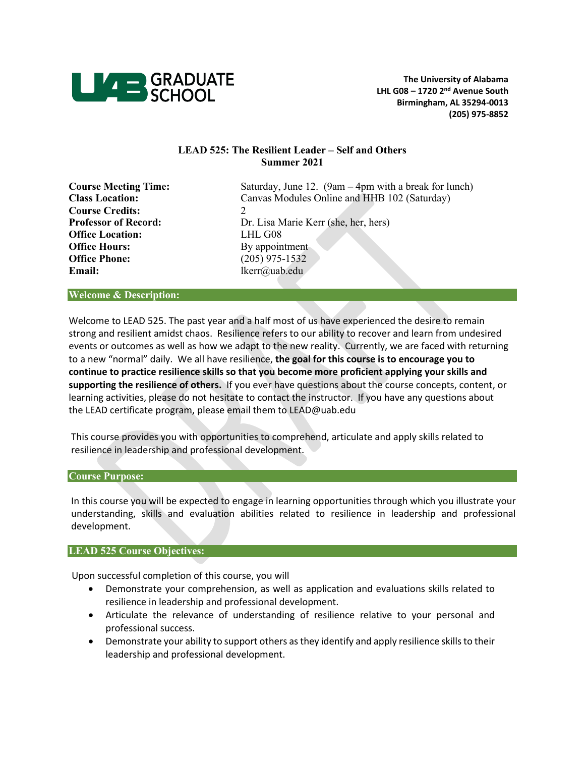UAB GRADUATE SCHOOL

**The University of Alabama**
**LHL G08 – 1720 2nd Avenue South**
**Birmingham, AL 35294-0013**
**(205) 975-8852**

# LEAD 525: The Resilient Leader – Self and Others
## Summer 2021

**Course Meeting Time:** Saturday, June 12. (9am – 4pm with a break for lunch)
**Class Location:** Canvas Modules Online and HHB 102 (Saturday)
**Course Credits:** 2
**Professor of Record:** Dr. Lisa Marie Kerr (she, her, hers)
**Office Location:** LHL G08
**Office Hours:** By appointment
**Office Phone:** (205) 975-1532
**Email:** lkerr@uab.edu

## Welcome & Description:

Welcome to LEAD 525. The past year and a half most of us have experienced the desire to remain strong and resilient amidst chaos. Resilience refers to our ability to recover and learn from undesired events or outcomes as well as how we adapt to the new reality. Currently, we are faced with returning to a new "normal" daily. We all have resilience, **the goal for this course is to encourage you to continue to practice resilience skills so that you become more proficient applying your skills and supporting the resilience of others.** If you ever have questions about the course concepts, content, or learning activities, please do not hesitate to contact the instructor. If you have any questions about the LEAD certificate program, please email them to LEAD@uab.edu

This course provides you with opportunities to comprehend, articulate and apply skills related to resilience in leadership and professional development.

## Course Purpose:

In this course you will be expected to engage in learning opportunities through which you illustrate your understanding, skills and evaluation abilities related to resilience in leadership and professional development.

## LEAD 525 Course Objectives:

Upon successful completion of this course, you will

- Demonstrate your comprehension, as well as application and evaluations skills related to resilience in leadership and professional development.
- Articulate the relevance of understanding of resilience relative to your personal and professional success.
- Demonstrate your ability to support others as they identify and apply resilience skills to their leadership and professional development.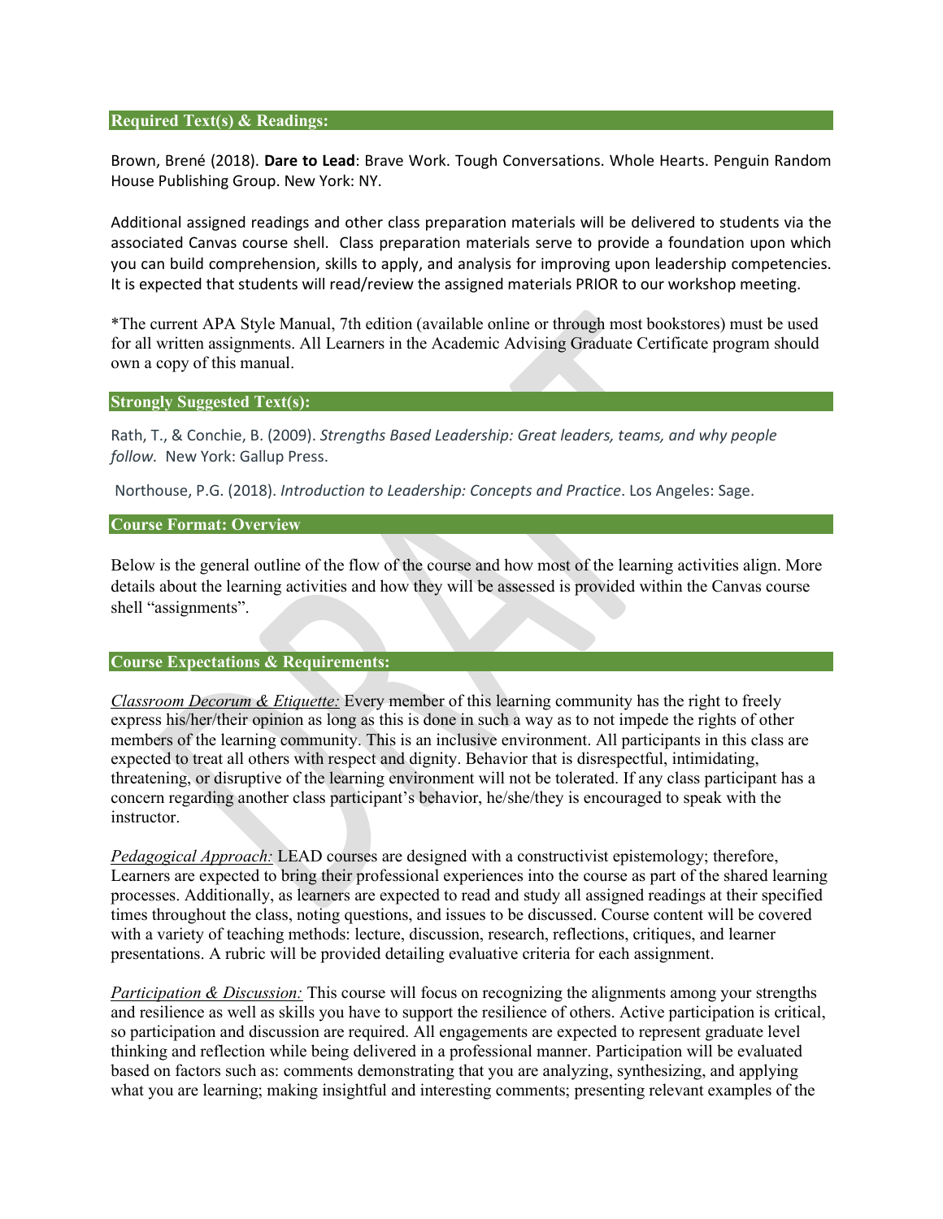## Required Text(s) & Readings:

Brown, Brené (2018). **Dare to Lead**: Brave Work. Tough Conversations. Whole Hearts. Penguin Random House Publishing Group. New York: NY.

Additional assigned readings and other class preparation materials will be delivered to students via the associated Canvas course shell. Class preparation materials serve to provide a foundation upon which you can build comprehension, skills to apply, and analysis for improving upon leadership competencies. It is expected that students will read/review the assigned materials PRIOR to our workshop meeting.

*The current APA Style Manual, 7th edition (available online or through most bookstores) must be used for all written assignments. All Learners in the Academic Advising Graduate Certificate program should own a copy of this manual.

## Strongly Suggested Text(s):

Rath, T., & Conchie, B. (2009). *Strengths Based Leadership: Great leaders, teams, and why people follow.* New York: Gallup Press.

Northouse, P.G. (2018). *Introduction to Leadership: Concepts and Practice*. Los Angeles: Sage.

## Course Format: Overview

Below is the general outline of the flow of the course and how most of the learning activities align. More details about the learning activities and how they will be assessed is provided within the Canvas course shell "assignments".

## Course Expectations & Requirements:

*Classroom Decorum & Etiquette:* Every member of this learning community has the right to freely express his/her/their opinion as long as this is done in such a way as to not impede the rights of other members of the learning community. This is an inclusive environment. All participants in this class are expected to treat all others with respect and dignity. Behavior that is disrespectful, intimidating, threatening, or disruptive of the learning environment will not be tolerated. If any class participant has a concern regarding another class participant's behavior, he/she/they is encouraged to speak with the instructor.

*Pedagogical Approach:* LEAD courses are designed with a constructivist epistemology; therefore, Learners are expected to bring their professional experiences into the course as part of the shared learning processes. Additionally, as learners are expected to read and study all assigned readings at their specified times throughout the class, noting questions, and issues to be discussed. Course content will be covered with a variety of teaching methods: lecture, discussion, research, reflections, critiques, and learner presentations. A rubric will be provided detailing evaluative criteria for each assignment.

*Participation & Discussion:* This course will focus on recognizing the alignments among your strengths and resilience as well as skills you have to support the resilience of others. Active participation is critical, so participation and discussion are required. All engagements are expected to represent graduate level thinking and reflection while being delivered in a professional manner. Participation will be evaluated based on factors such as: comments demonstrating that you are analyzing, synthesizing, and applying what you are learning; making insightful and interesting comments; presenting relevant examples of the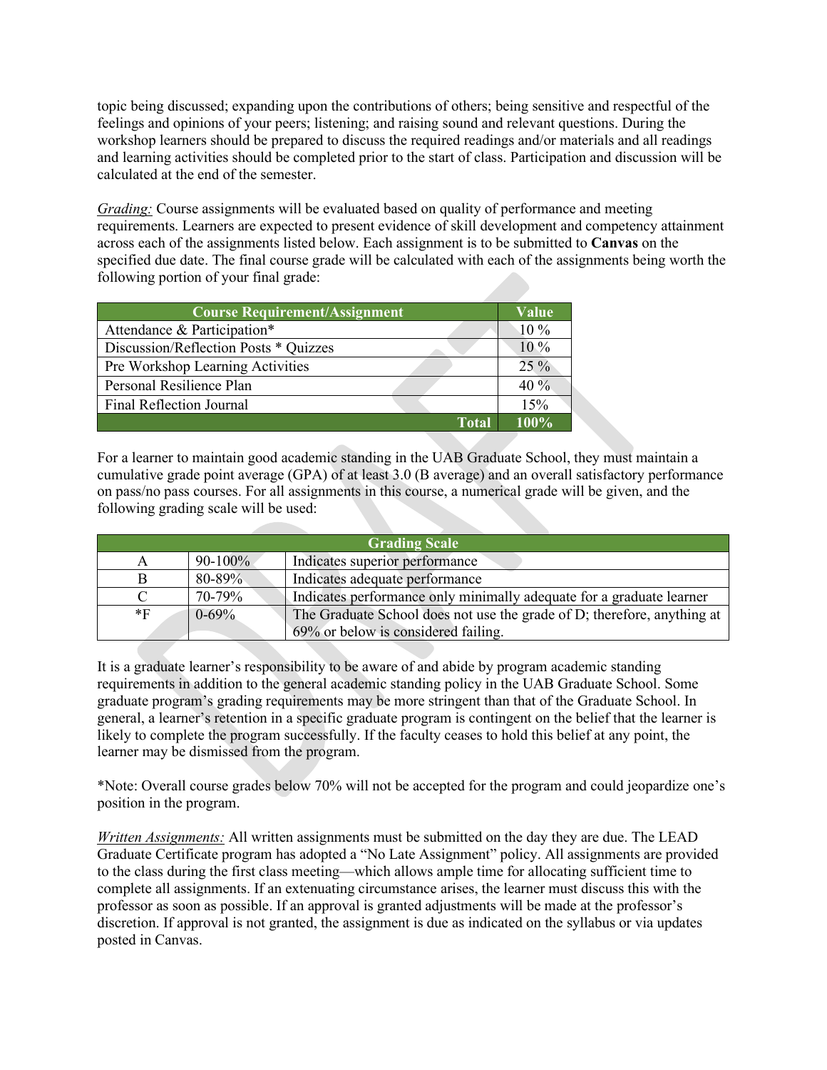topic being discussed; expanding upon the contributions of others; being sensitive and respectful of the feelings and opinions of your peers; listening; and raising sound and relevant questions. During the workshop learners should be prepared to discuss the required readings and/or materials and all readings and learning activities should be completed prior to the start of class. Participation and discussion will be calculated at the end of the semester.

*Grading:* Course assignments will be evaluated based on quality of performance and meeting requirements. Learners are expected to present evidence of skill development and competency attainment across each of the assignments listed below. Each assignment is to be submitted to **Canvas** on the specified due date. The final course grade will be calculated with each of the assignments being worth the following portion of your final grade:

| Course Requirement/Assignment | Value |
|---|---|
| Attendance & Participation* | 10 % |
| Discussion/Reflection Posts * Quizzes | 10 % |
| Pre Workshop Learning Activities | 25 % |
| Personal Resilience Plan | 40 % |
| Final Reflection Journal | 15% |
| **Total** | **100%** |

For a learner to maintain good academic standing in the UAB Graduate School, they must maintain a cumulative grade point average (GPA) of at least 3.0 (B average) and an overall satisfactory performance on pass/no pass courses. For all assignments in this course, a numerical grade will be given, and the following grading scale will be used:

| Grading Scale | | |
|---|---|---|
| A | 90-100% | Indicates superior performance |
| B | 80-89% | Indicates adequate performance |
| C | 70-79% | Indicates performance only minimally adequate for a graduate learner |
| *F | 0-69% | The Graduate School does not use the grade of D; therefore, anything at 69% or below is considered failing. |

It is a graduate learner's responsibility to be aware of and abide by program academic standing requirements in addition to the general academic standing policy in the UAB Graduate School. Some graduate program's grading requirements may be more stringent than that of the Graduate School. In general, a learner's retention in a specific graduate program is contingent on the belief that the learner is likely to complete the program successfully. If the faculty ceases to hold this belief at any point, the learner may be dismissed from the program.

*Note: Overall course grades below 70% will not be accepted for the program and could jeopardize one's position in the program.

*Written Assignments:* All written assignments must be submitted on the day they are due. The LEAD Graduate Certificate program has adopted a "No Late Assignment" policy. All assignments are provided to the class during the first class meeting—which allows ample time for allocating sufficient time to complete all assignments. If an extenuating circumstance arises, the learner must discuss this with the professor as soon as possible. If an approval is granted adjustments will be made at the professor's discretion. If approval is not granted, the assignment is due as indicated on the syllabus or via updates posted in Canvas.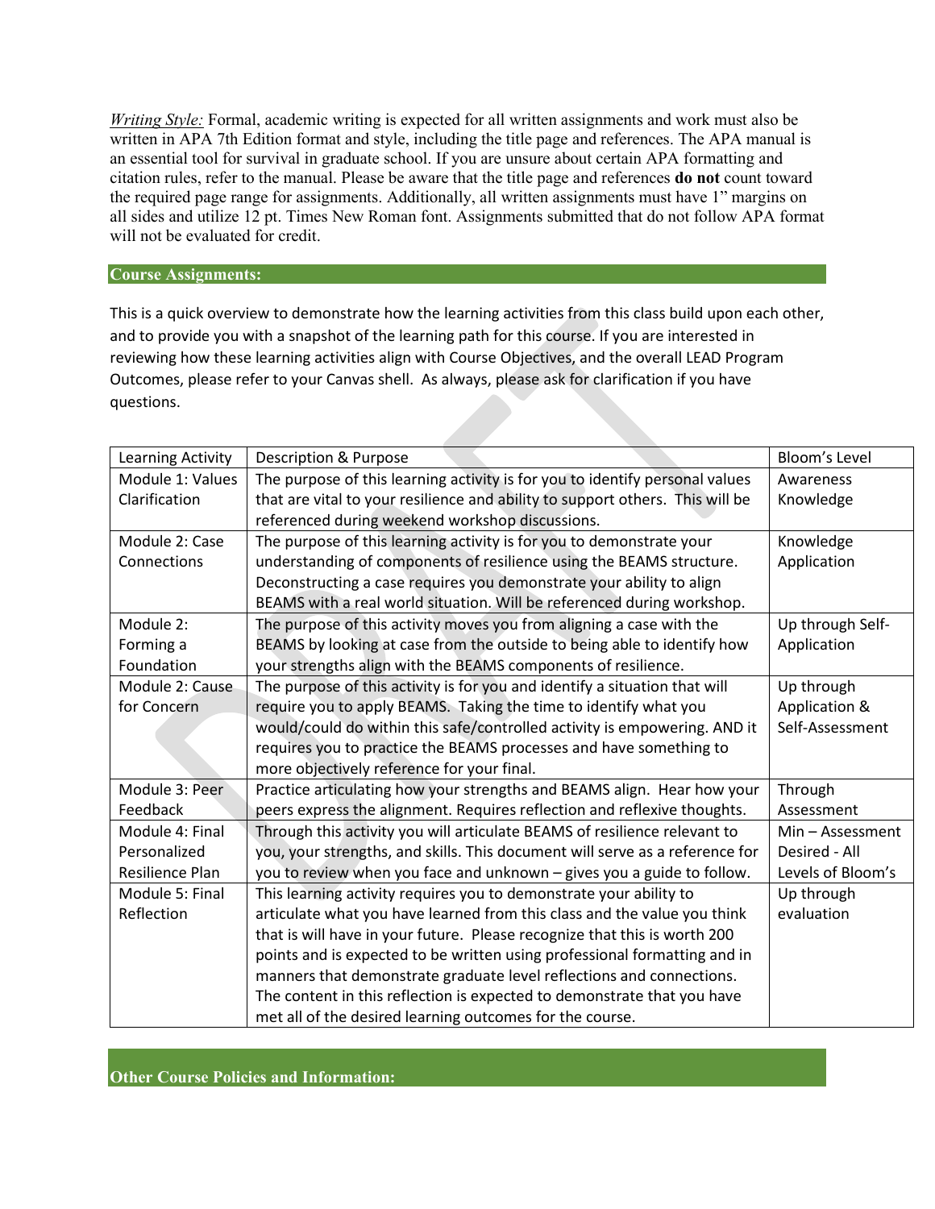*Writing Style:* Formal, academic writing is expected for all written assignments and work must also be written in APA 7th Edition format and style, including the title page and references. The APA manual is an essential tool for survival in graduate school. If you are unsure about certain APA formatting and citation rules, refer to the manual. Please be aware that the title page and references **do not** count toward the required page range for assignments. Additionally, all written assignments must have 1" margins on all sides and utilize 12 pt. Times New Roman font. Assignments submitted that do not follow APA format will not be evaluated for credit.

## Course Assignments:

This is a quick overview to demonstrate how the learning activities from this class build upon each other, and to provide you with a snapshot of the learning path for this course. If you are interested in reviewing how these learning activities align with Course Objectives, and the overall LEAD Program Outcomes, please refer to your Canvas shell. As always, please ask for clarification if you have questions.

| Learning Activity | Description & Purpose | Bloom's Level |
|---|---|---|
| Module 1: Values Clarification | The purpose of this learning activity is for you to identify personal values that are vital to your resilience and ability to support others. This will be referenced during weekend workshop discussions. | Awareness Knowledge |
| Module 2: Case Connections | The purpose of this learning activity is for you to demonstrate your understanding of components of resilience using the BEAMS structure. Deconstructing a case requires you demonstrate your ability to align BEAMS with a real world situation. Will be referenced during workshop. | Knowledge Application |
| Module 2: Forming a Foundation | The purpose of this activity moves you from aligning a case with the BEAMS by looking at case from the outside to being able to identify how your strengths align with the BEAMS components of resilience. | Up through Self-Application |
| Module 2: Cause for Concern | The purpose of this activity is for you and identify a situation that will require you to apply BEAMS. Taking the time to identify what you would/could do within this safe/controlled activity is empowering. AND it requires you to practice the BEAMS processes and have something to more objectively reference for your final. | Up through Application & Self-Assessment |
| Module 3: Peer Feedback | Practice articulating how your strengths and BEAMS align. Hear how your peers express the alignment. Requires reflection and reflexive thoughts. | Through Assessment |
| Module 4: Final Personalized Resilience Plan | Through this activity you will articulate BEAMS of resilience relevant to you, your strengths, and skills. This document will serve as a reference for you to review when you face and unknown – gives you a guide to follow. | Min – Assessment Desired - All Levels of Bloom's |
| Module 5: Final Reflection | This learning activity requires you to demonstrate your ability to articulate what you have learned from this class and the value you think that is will have in your future. Please recognize that this is worth 200 points and is expected to be written using professional formatting and in manners that demonstrate graduate level reflections and connections. The content in this reflection is expected to demonstrate that you have met all of the desired learning outcomes for the course. | Up through evaluation |

## Other Course Policies and Information: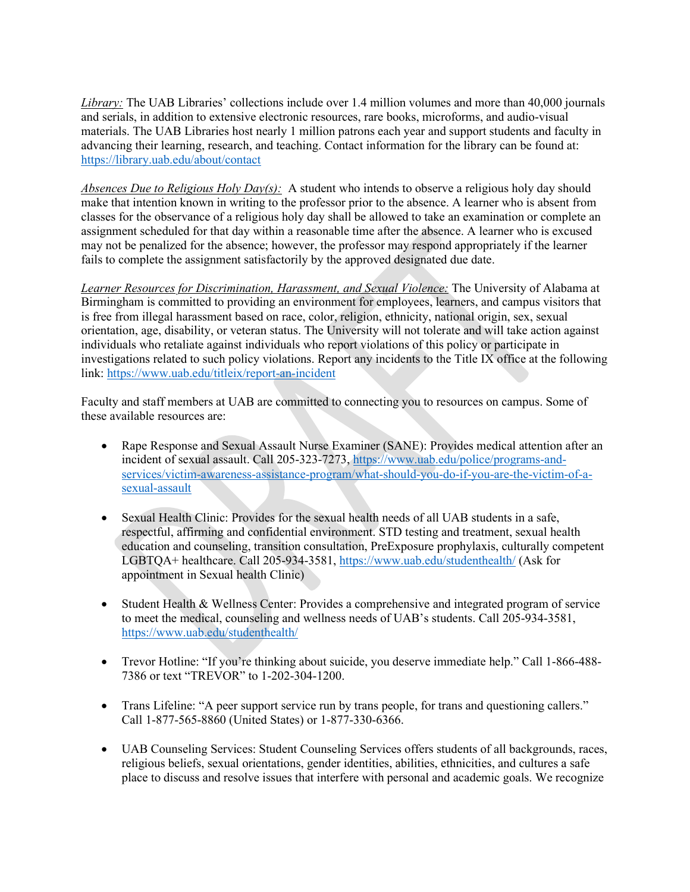*Library:* The UAB Libraries' collections include over 1.4 million volumes and more than 40,000 journals and serials, in addition to extensive electronic resources, rare books, microforms, and audio-visual materials. The UAB Libraries host nearly 1 million patrons each year and support students and faculty in advancing their learning, research, and teaching. Contact information for the library can be found at: https://library.uab.edu/about/contact

*Absences Due to Religious Holy Day(s):* A student who intends to observe a religious holy day should make that intention known in writing to the professor prior to the absence. A learner who is absent from classes for the observance of a religious holy day shall be allowed to take an examination or complete an assignment scheduled for that day within a reasonable time after the absence. A learner who is excused may not be penalized for the absence; however, the professor may respond appropriately if the learner fails to complete the assignment satisfactorily by the approved designated due date.

*Learner Resources for Discrimination, Harassment, and Sexual Violence:* The University of Alabama at Birmingham is committed to providing an environment for employees, learners, and campus visitors that is free from illegal harassment based on race, color, religion, ethnicity, national origin, sex, sexual orientation, age, disability, or veteran status. The University will not tolerate and will take action against individuals who retaliate against individuals who report violations of this policy or participate in investigations related to such policy violations. Report any incidents to the Title IX office at the following link: https://www.uab.edu/titleix/report-an-incident

Faculty and staff members at UAB are committed to connecting you to resources on campus. Some of these available resources are:

- Rape Response and Sexual Assault Nurse Examiner (SANE): Provides medical attention after an incident of sexual assault. Call 205-323-7273, https://www.uab.edu/police/programs-and-services/victim-awareness-assistance-program/what-should-you-do-if-you-are-the-victim-of-a-sexual-assault

- Sexual Health Clinic: Provides for the sexual health needs of all UAB students in a safe, respectful, affirming and confidential environment. STD testing and treatment, sexual health education and counseling, transition consultation, PreExposure prophylaxis, culturally competent LGBTQA+ healthcare. Call 205-934-3581, https://www.uab.edu/studenthealth/ (Ask for appointment in Sexual health Clinic)

- Student Health & Wellness Center: Provides a comprehensive and integrated program of service to meet the medical, counseling and wellness needs of UAB's students. Call 205-934-3581, https://www.uab.edu/studenthealth/

- Trevor Hotline: "If you're thinking about suicide, you deserve immediate help." Call 1-866-488-7386 or text "TREVOR" to 1-202-304-1200.

- Trans Lifeline: "A peer support service run by trans people, for trans and questioning callers." Call 1-877-565-8860 (United States) or 1-877-330-6366.

- UAB Counseling Services: Student Counseling Services offers students of all backgrounds, races, religious beliefs, sexual orientations, gender identities, abilities, ethnicities, and cultures a safe place to discuss and resolve issues that interfere with personal and academic goals. We recognize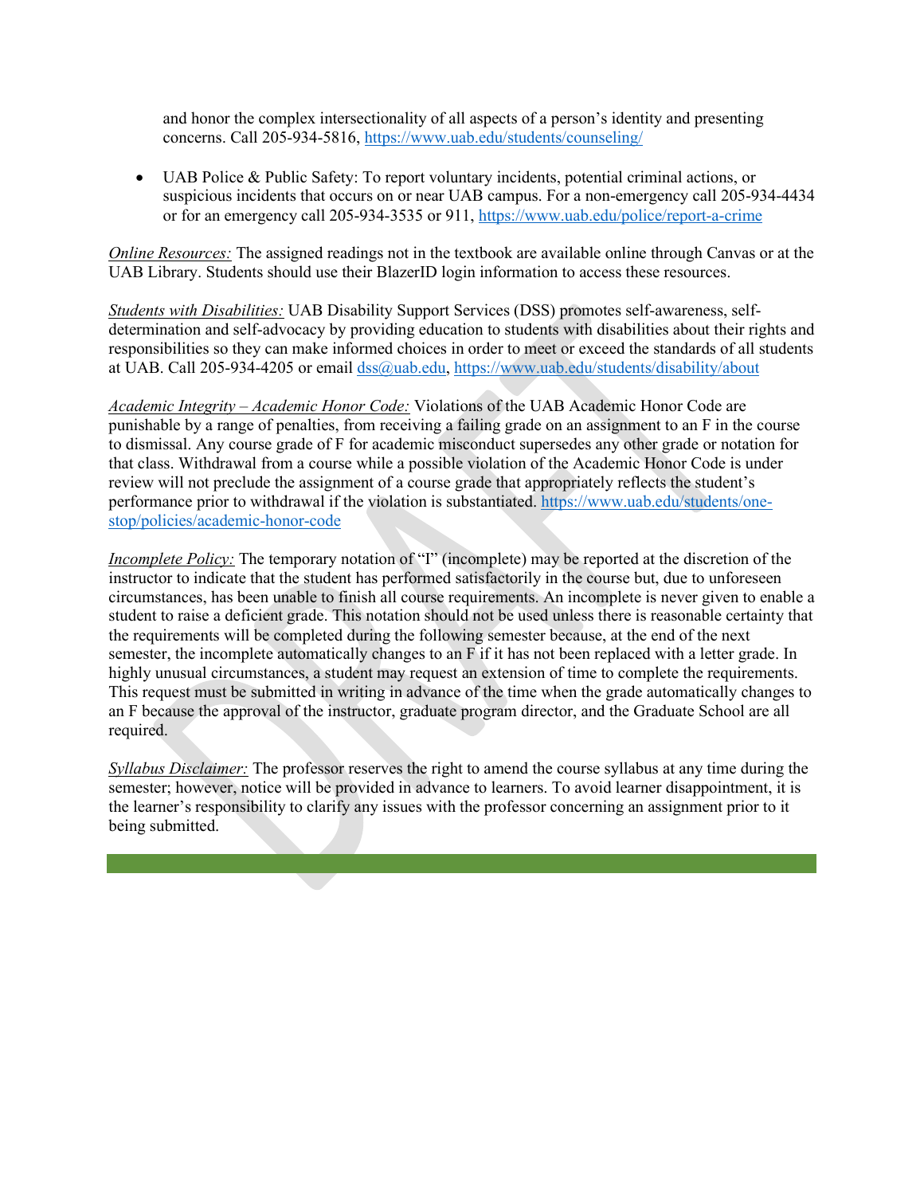and honor the complex intersectionality of all aspects of a person's identity and presenting concerns. Call 205-934-5816, https://www.uab.edu/students/counseling/

- UAB Police & Public Safety: To report voluntary incidents, potential criminal actions, or suspicious incidents that occurs on or near UAB campus. For a non-emergency call 205-934-4434 or for an emergency call 205-934-3535 or 911, https://www.uab.edu/police/report-a-crime

*Online Resources:* The assigned readings not in the textbook are available online through Canvas or at the UAB Library. Students should use their BlazerID login information to access these resources.

*Students with Disabilities:* UAB Disability Support Services (DSS) promotes self-awareness, self-determination and self-advocacy by providing education to students with disabilities about their rights and responsibilities so they can make informed choices in order to meet or exceed the standards of all students at UAB. Call 205-934-4205 or email dss@uab.edu, https://www.uab.edu/students/disability/about

*Academic Integrity – Academic Honor Code:* Violations of the UAB Academic Honor Code are punishable by a range of penalties, from receiving a failing grade on an assignment to an F in the course to dismissal. Any course grade of F for academic misconduct supersedes any other grade or notation for that class. Withdrawal from a course while a possible violation of the Academic Honor Code is under review will not preclude the assignment of a course grade that appropriately reflects the student's performance prior to withdrawal if the violation is substantiated. https://www.uab.edu/students/one-stop/policies/academic-honor-code

*Incomplete Policy:* The temporary notation of "I" (incomplete) may be reported at the discretion of the instructor to indicate that the student has performed satisfactorily in the course but, due to unforeseen circumstances, has been unable to finish all course requirements. An incomplete is never given to enable a student to raise a deficient grade. This notation should not be used unless there is reasonable certainty that the requirements will be completed during the following semester because, at the end of the next semester, the incomplete automatically changes to an F if it has not been replaced with a letter grade. In highly unusual circumstances, a student may request an extension of time to complete the requirements. This request must be submitted in writing in advance of the time when the grade automatically changes to an F because the approval of the instructor, graduate program director, and the Graduate School are all required.

*Syllabus Disclaimer:* The professor reserves the right to amend the course syllabus at any time during the semester; however, notice will be provided in advance to learners. To avoid learner disappointment, it is the learner's responsibility to clarify any issues with the professor concerning an assignment prior to it being submitted.